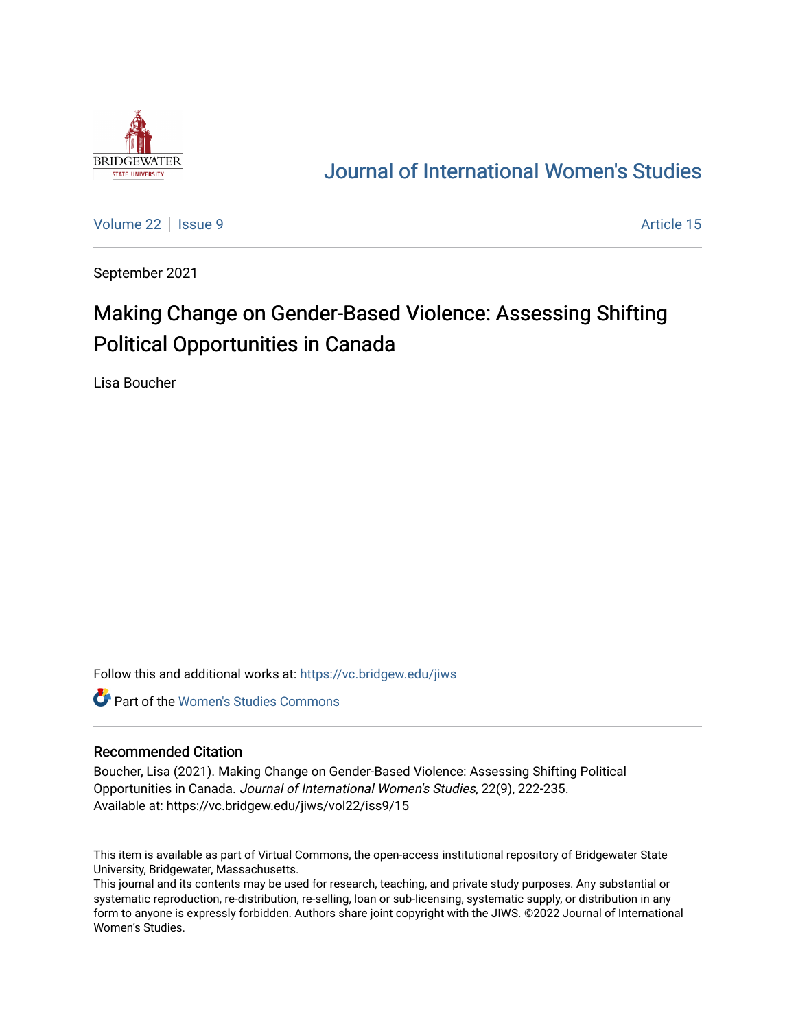# Journal of International Women's Studies

Volume 22 | Issue 9 | Article 15

September 2021

## Making Change on Gender-Based Violence: Assessing Shifting Political Opportunities in Canada

Lisa Boucher

Follow this and additional works at: https://vc.bridgew.edu/jiws

Part of the Women's Studies Commons

### Recommended Citation

Boucher, Lisa (2021). Making Change on Gender-Based Violence: Assessing Shifting Political Opportunities in Canada. *Journal of International Women's Studies*, 22(9), 222-235.
Available at: https://vc.bridgew.edu/jiws/vol22/iss9/15

This item is available as part of Virtual Commons, the open-access institutional repository of Bridgewater State University, Bridgewater, Massachusetts.
This journal and its contents may be used for research, teaching, and private study purposes. Any substantial or systematic reproduction, re-distribution, re-selling, loan or sub-licensing, systematic supply, or distribution in any form to anyone is expressly forbidden. Authors share joint copyright with the JIWS. ©2022 Journal of International Women's Studies.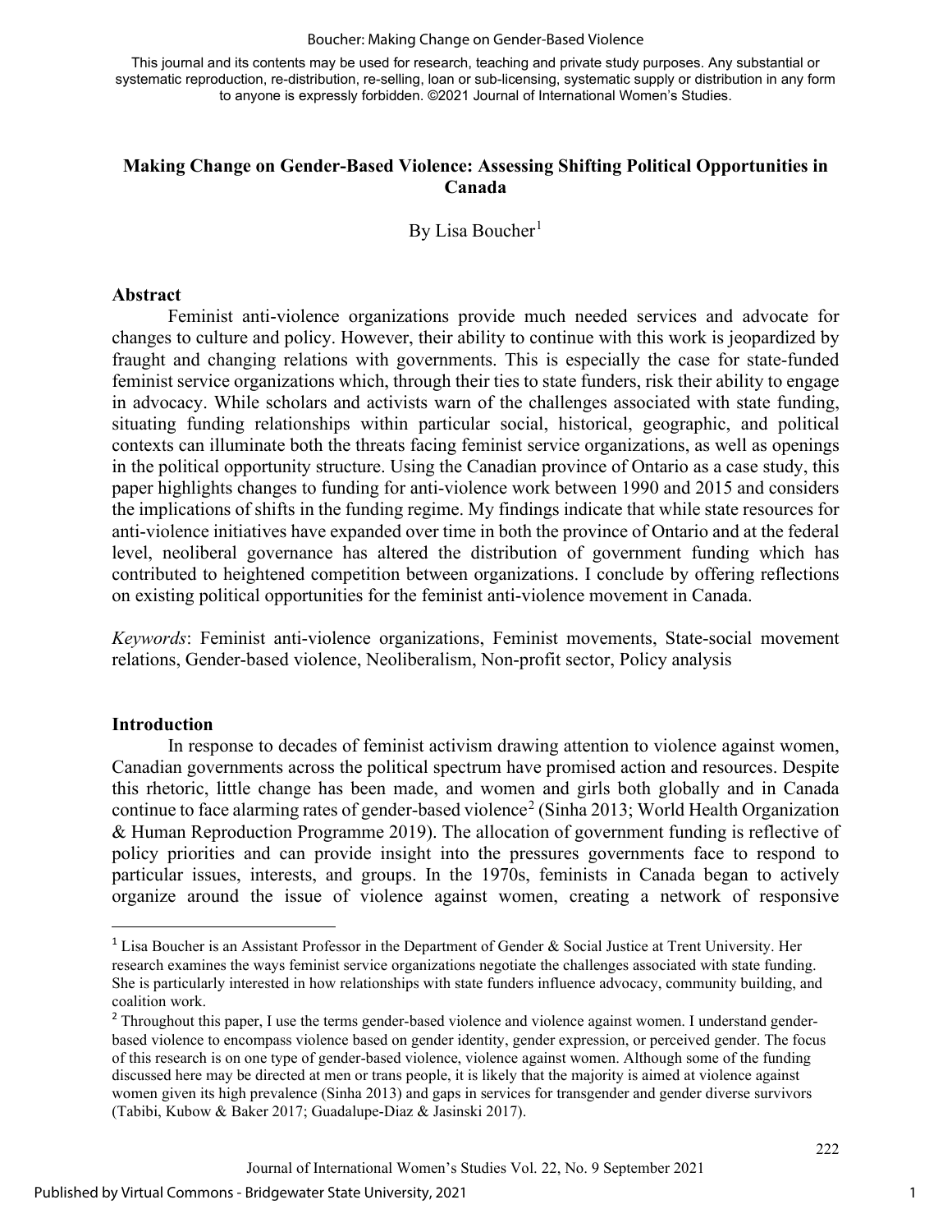This journal and its contents may be used for research, teaching and private study purposes. Any substantial or systematic reproduction, re-distribution, re-selling, loan or sub-licensing, systematic supply or distribution in any form to anyone is expressly forbidden. ©2021 Journal of International Women's Studies.

# Making Change on Gender-Based Violence: Assessing Shifting Political Opportunities in Canada

By Lisa Boucher[1]

## Abstract

Feminist anti-violence organizations provide much needed services and advocate for changes to culture and policy. However, their ability to continue with this work is jeopardized by fraught and changing relations with governments. This is especially the case for state-funded feminist service organizations which, through their ties to state funders, risk their ability to engage in advocacy. While scholars and activists warn of the challenges associated with state funding, situating funding relationships within particular social, historical, geographic, and political contexts can illuminate both the threats facing feminist service organizations, as well as openings in the political opportunity structure. Using the Canadian province of Ontario as a case study, this paper highlights changes to funding for anti-violence work between 1990 and 2015 and considers the implications of shifts in the funding regime. My findings indicate that while state resources for anti-violence initiatives have expanded over time in both the province of Ontario and at the federal level, neoliberal governance has altered the distribution of government funding which has contributed to heightened competition between organizations. I conclude by offering reflections on existing political opportunities for the feminist anti-violence movement in Canada.

*Keywords*: Feminist anti-violence organizations, Feminist movements, State-social movement relations, Gender-based violence, Neoliberalism, Non-profit sector, Policy analysis

## Introduction

In response to decades of feminist activism drawing attention to violence against women, Canadian governments across the political spectrum have promised action and resources. Despite this rhetoric, little change has been made, and women and girls both globally and in Canada continue to face alarming rates of gender-based violence[2] (Sinha 2013; World Health Organization & Human Reproduction Programme 2019). The allocation of government funding is reflective of policy priorities and can provide insight into the pressures governments face to respond to particular issues, interests, and groups. In the 1970s, feminists in Canada began to actively organize around the issue of violence against women, creating a network of responsive

---

[1] Lisa Boucher is an Assistant Professor in the Department of Gender & Social Justice at Trent University. Her research examines the ways feminist service organizations negotiate the challenges associated with state funding. She is particularly interested in how relationships with state funders influence advocacy, community building, and coalition work.

[2] Throughout this paper, I use the terms gender-based violence and violence against women. I understand gender-based violence to encompass violence based on gender identity, gender expression, or perceived gender. The focus of this research is on one type of gender-based violence, violence against women. Although some of the funding discussed here may be directed at men or trans people, it is likely that the majority is aimed at violence against women given its high prevalence (Sinha 2013) and gaps in services for transgender and gender diverse survivors (Tabibi, Kubow & Baker 2017; Guadalupe-Diaz & Jasinski 2017).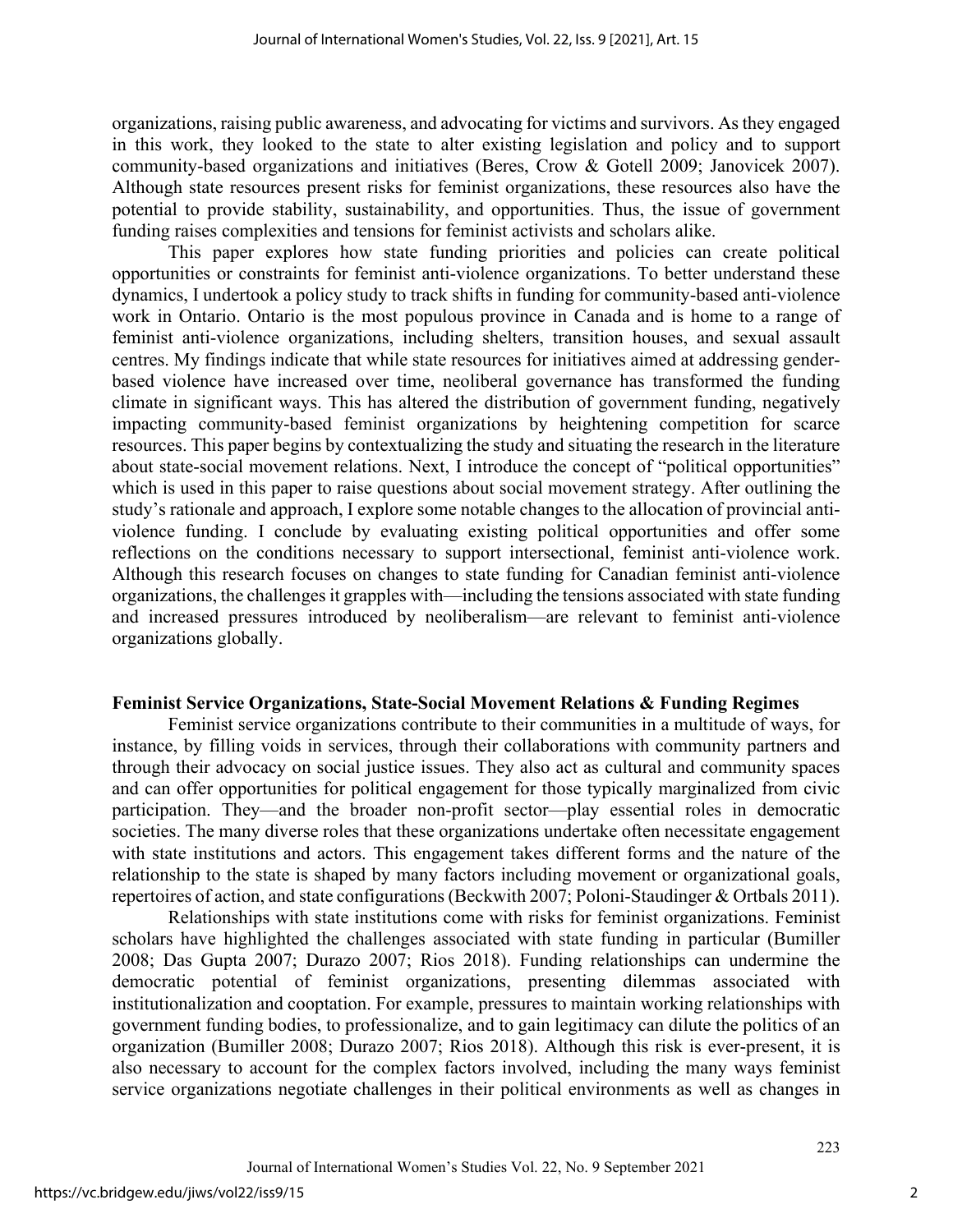organizations, raising public awareness, and advocating for victims and survivors. As they engaged in this work, they looked to the state to alter existing legislation and policy and to support community-based organizations and initiatives (Beres, Crow & Gotell 2009; Janovicek 2007). Although state resources present risks for feminist organizations, these resources also have the potential to provide stability, sustainability, and opportunities. Thus, the issue of government funding raises complexities and tensions for feminist activists and scholars alike.

This paper explores how state funding priorities and policies can create political opportunities or constraints for feminist anti-violence organizations. To better understand these dynamics, I undertook a policy study to track shifts in funding for community-based anti-violence work in Ontario. Ontario is the most populous province in Canada and is home to a range of feminist anti-violence organizations, including shelters, transition houses, and sexual assault centres. My findings indicate that while state resources for initiatives aimed at addressing gender-based violence have increased over time, neoliberal governance has transformed the funding climate in significant ways. This has altered the distribution of government funding, negatively impacting community-based feminist organizations by heightening competition for scarce resources. This paper begins by contextualizing the study and situating the research in the literature about state-social movement relations. Next, I introduce the concept of "political opportunities" which is used in this paper to raise questions about social movement strategy. After outlining the study's rationale and approach, I explore some notable changes to the allocation of provincial anti-violence funding. I conclude by evaluating existing political opportunities and offer some reflections on the conditions necessary to support intersectional, feminist anti-violence work. Although this research focuses on changes to state funding for Canadian feminist anti-violence organizations, the challenges it grapples with—including the tensions associated with state funding and increased pressures introduced by neoliberalism—are relevant to feminist anti-violence organizations globally.

## Feminist Service Organizations, State-Social Movement Relations & Funding Regimes

Feminist service organizations contribute to their communities in a multitude of ways, for instance, by filling voids in services, through their collaborations with community partners and through their advocacy on social justice issues. They also act as cultural and community spaces and can offer opportunities for political engagement for those typically marginalized from civic participation. They—and the broader non-profit sector—play essential roles in democratic societies. The many diverse roles that these organizations undertake often necessitate engagement with state institutions and actors. This engagement takes different forms and the nature of the relationship to the state is shaped by many factors including movement or organizational goals, repertoires of action, and state configurations (Beckwith 2007; Poloni-Staudinger & Ortbals 2011).

Relationships with state institutions come with risks for feminist organizations. Feminist scholars have highlighted the challenges associated with state funding in particular (Bumiller 2008; Das Gupta 2007; Durazo 2007; Rios 2018). Funding relationships can undermine the democratic potential of feminist organizations, presenting dilemmas associated with institutionalization and cooptation. For example, pressures to maintain working relationships with government funding bodies, to professionalize, and to gain legitimacy can dilute the politics of an organization (Bumiller 2008; Durazo 2007; Rios 2018). Although this risk is ever-present, it is also necessary to account for the complex factors involved, including the many ways feminist service organizations negotiate challenges in their political environments as well as changes in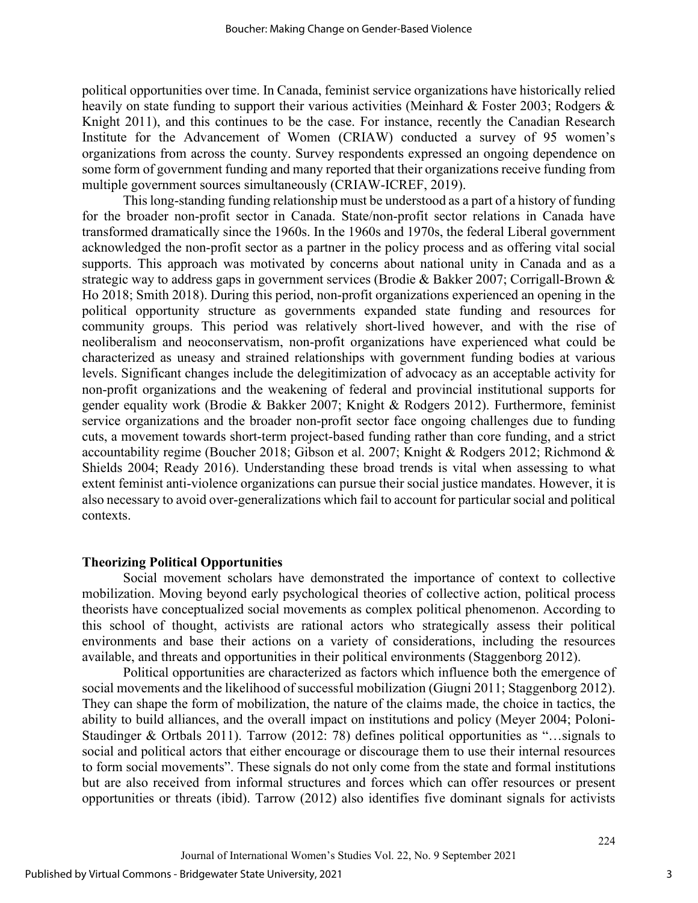political opportunities over time. In Canada, feminist service organizations have historically relied heavily on state funding to support their various activities (Meinhard & Foster 2003; Rodgers & Knight 2011), and this continues to be the case. For instance, recently the Canadian Research Institute for the Advancement of Women (CRIAW) conducted a survey of 95 women's organizations from across the county. Survey respondents expressed an ongoing dependence on some form of government funding and many reported that their organizations receive funding from multiple government sources simultaneously (CRIAW-ICREF, 2019).

This long-standing funding relationship must be understood as a part of a history of funding for the broader non-profit sector in Canada. State/non-profit sector relations in Canada have transformed dramatically since the 1960s. In the 1960s and 1970s, the federal Liberal government acknowledged the non-profit sector as a partner in the policy process and as offering vital social supports. This approach was motivated by concerns about national unity in Canada and as a strategic way to address gaps in government services (Brodie & Bakker 2007; Corrigall-Brown & Ho 2018; Smith 2018). During this period, non-profit organizations experienced an opening in the political opportunity structure as governments expanded state funding and resources for community groups. This period was relatively short-lived however, and with the rise of neoliberalism and neoconservatism, non-profit organizations have experienced what could be characterized as uneasy and strained relationships with government funding bodies at various levels. Significant changes include the delegitimization of advocacy as an acceptable activity for non-profit organizations and the weakening of federal and provincial institutional supports for gender equality work (Brodie & Bakker 2007; Knight & Rodgers 2012). Furthermore, feminist service organizations and the broader non-profit sector face ongoing challenges due to funding cuts, a movement towards short-term project-based funding rather than core funding, and a strict accountability regime (Boucher 2018; Gibson et al. 2007; Knight & Rodgers 2012; Richmond & Shields 2004; Ready 2016). Understanding these broad trends is vital when assessing to what extent feminist anti-violence organizations can pursue their social justice mandates. However, it is also necessary to avoid over-generalizations which fail to account for particular social and political contexts.

## Theorizing Political Opportunities

Social movement scholars have demonstrated the importance of context to collective mobilization. Moving beyond early psychological theories of collective action, political process theorists have conceptualized social movements as complex political phenomenon. According to this school of thought, activists are rational actors who strategically assess their political environments and base their actions on a variety of considerations, including the resources available, and threats and opportunities in their political environments (Staggenborg 2012).

Political opportunities are characterized as factors which influence both the emergence of social movements and the likelihood of successful mobilization (Giugni 2011; Staggenborg 2012). They can shape the form of mobilization, the nature of the claims made, the choice in tactics, the ability to build alliances, and the overall impact on institutions and policy (Meyer 2004; Poloni-Staudinger & Ortbals 2011). Tarrow (2012: 78) defines political opportunities as "…signals to social and political actors that either encourage or discourage them to use their internal resources to form social movements". These signals do not only come from the state and formal institutions but are also received from informal structures and forces which can offer resources or present opportunities or threats (ibid). Tarrow (2012) also identifies five dominant signals for activists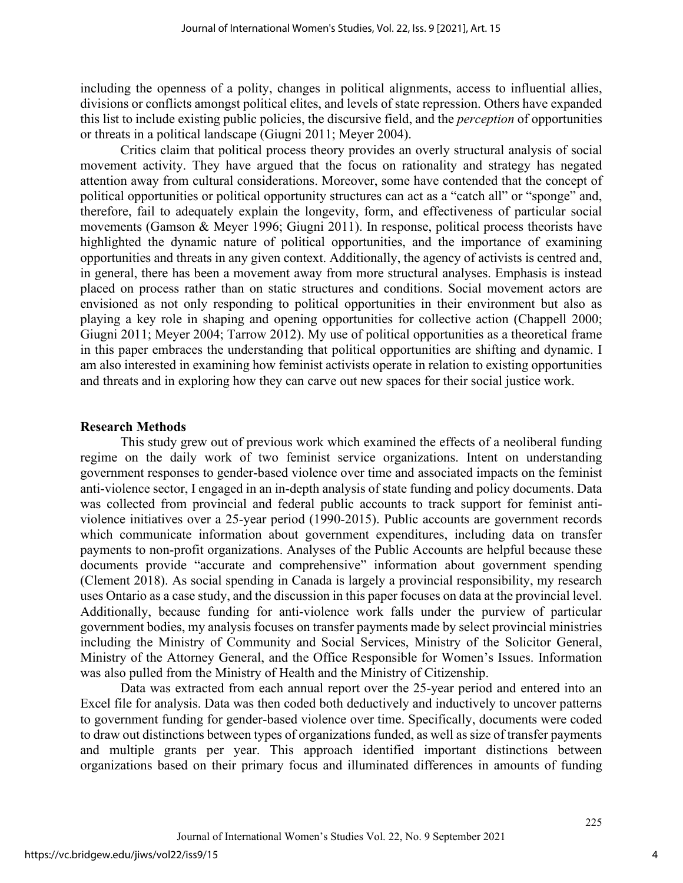including the openness of a polity, changes in political alignments, access to influential allies, divisions or conflicts amongst political elites, and levels of state repression. Others have expanded this list to include existing public policies, the discursive field, and the *perception* of opportunities or threats in a political landscape (Giugni 2011; Meyer 2004).

Critics claim that political process theory provides an overly structural analysis of social movement activity. They have argued that the focus on rationality and strategy has negated attention away from cultural considerations. Moreover, some have contended that the concept of political opportunities or political opportunity structures can act as a "catch all" or "sponge" and, therefore, fail to adequately explain the longevity, form, and effectiveness of particular social movements (Gamson & Meyer 1996; Giugni 2011). In response, political process theorists have highlighted the dynamic nature of political opportunities, and the importance of examining opportunities and threats in any given context. Additionally, the agency of activists is centred and, in general, there has been a movement away from more structural analyses. Emphasis is instead placed on process rather than on static structures and conditions. Social movement actors are envisioned as not only responding to political opportunities in their environment but also as playing a key role in shaping and opening opportunities for collective action (Chappell 2000; Giugni 2011; Meyer 2004; Tarrow 2012). My use of political opportunities as a theoretical frame in this paper embraces the understanding that political opportunities are shifting and dynamic. I am also interested in examining how feminist activists operate in relation to existing opportunities and threats and in exploring how they can carve out new spaces for their social justice work.

## Research Methods

This study grew out of previous work which examined the effects of a neoliberal funding regime on the daily work of two feminist service organizations. Intent on understanding government responses to gender-based violence over time and associated impacts on the feminist anti-violence sector, I engaged in an in-depth analysis of state funding and policy documents. Data was collected from provincial and federal public accounts to track support for feminist anti-violence initiatives over a 25-year period (1990-2015). Public accounts are government records which communicate information about government expenditures, including data on transfer payments to non-profit organizations. Analyses of the Public Accounts are helpful because these documents provide "accurate and comprehensive" information about government spending (Clement 2018). As social spending in Canada is largely a provincial responsibility, my research uses Ontario as a case study, and the discussion in this paper focuses on data at the provincial level. Additionally, because funding for anti-violence work falls under the purview of particular government bodies, my analysis focuses on transfer payments made by select provincial ministries including the Ministry of Community and Social Services, Ministry of the Solicitor General, Ministry of the Attorney General, and the Office Responsible for Women's Issues. Information was also pulled from the Ministry of Health and the Ministry of Citizenship.

Data was extracted from each annual report over the 25-year period and entered into an Excel file for analysis. Data was then coded both deductively and inductively to uncover patterns to government funding for gender-based violence over time. Specifically, documents were coded to draw out distinctions between types of organizations funded, as well as size of transfer payments and multiple grants per year. This approach identified important distinctions between organizations based on their primary focus and illuminated differences in amounts of funding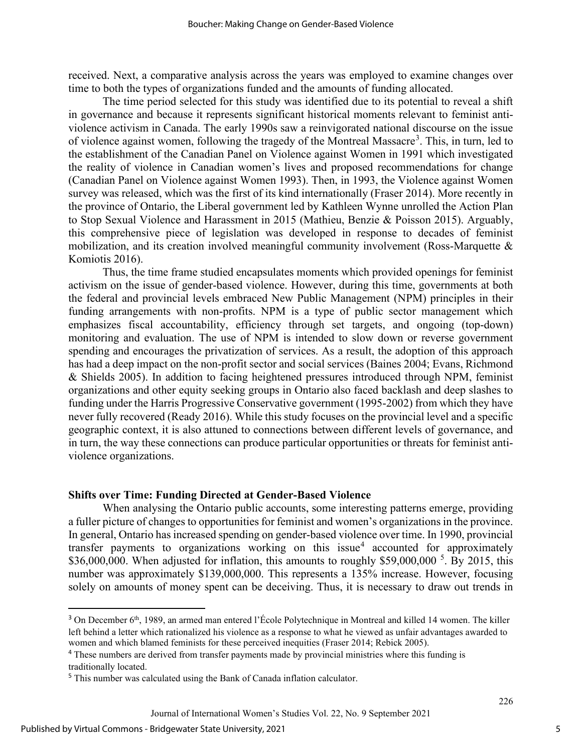received. Next, a comparative analysis across the years was employed to examine changes over time to both the types of organizations funded and the amounts of funding allocated.

The time period selected for this study was identified due to its potential to reveal a shift in governance and because it represents significant historical moments relevant to feminist anti-violence activism in Canada. The early 1990s saw a reinvigorated national discourse on the issue of violence against women, following the tragedy of the Montreal Massacre[3]. This, in turn, led to the establishment of the Canadian Panel on Violence against Women in 1991 which investigated the reality of violence in Canadian women's lives and proposed recommendations for change (Canadian Panel on Violence against Women 1993). Then, in 1993, the Violence against Women survey was released, which was the first of its kind internationally (Fraser 2014). More recently in the province of Ontario, the Liberal government led by Kathleen Wynne unrolled the Action Plan to Stop Sexual Violence and Harassment in 2015 (Mathieu, Benzie & Poisson 2015). Arguably, this comprehensive piece of legislation was developed in response to decades of feminist mobilization, and its creation involved meaningful community involvement (Ross-Marquette & Komiotis 2016).

Thus, the time frame studied encapsulates moments which provided openings for feminist activism on the issue of gender-based violence. However, during this time, governments at both the federal and provincial levels embraced New Public Management (NPM) principles in their funding arrangements with non-profits. NPM is a type of public sector management which emphasizes fiscal accountability, efficiency through set targets, and ongoing (top-down) monitoring and evaluation. The use of NPM is intended to slow down or reverse government spending and encourages the privatization of services. As a result, the adoption of this approach has had a deep impact on the non-profit sector and social services (Baines 2004; Evans, Richmond & Shields 2005). In addition to facing heightened pressures introduced through NPM, feminist organizations and other equity seeking groups in Ontario also faced backlash and deep slashes to funding under the Harris Progressive Conservative government (1995-2002) from which they have never fully recovered (Ready 2016). While this study focuses on the provincial level and a specific geographic context, it is also attuned to connections between different levels of governance, and in turn, the way these connections can produce particular opportunities or threats for feminist anti-violence organizations.

### Shifts over Time: Funding Directed at Gender-Based Violence

When analysing the Ontario public accounts, some interesting patterns emerge, providing a fuller picture of changes to opportunities for feminist and women's organizations in the province. In general, Ontario has increased spending on gender-based violence over time. In 1990, provincial transfer payments to organizations working on this issue[4] accounted for approximately $36,000,000. When adjusted for inflation, this amounts to roughly $59,000,000 [5]. By 2015, this number was approximately $139,000,000. This represents a 135% increase. However, focusing solely on amounts of money spent can be deceiving. Thus, it is necessary to draw out trends in

---

[3] On December 6th, 1989, an armed man entered l'École Polytechnique in Montreal and killed 14 women. The killer left behind a letter which rationalized his violence as a response to what he viewed as unfair advantages awarded to women and which blamed feminists for these perceived inequities (Fraser 2014; Rebick 2005).

[4] These numbers are derived from transfer payments made by provincial ministries where this funding is traditionally located.

[5] This number was calculated using the Bank of Canada inflation calculator.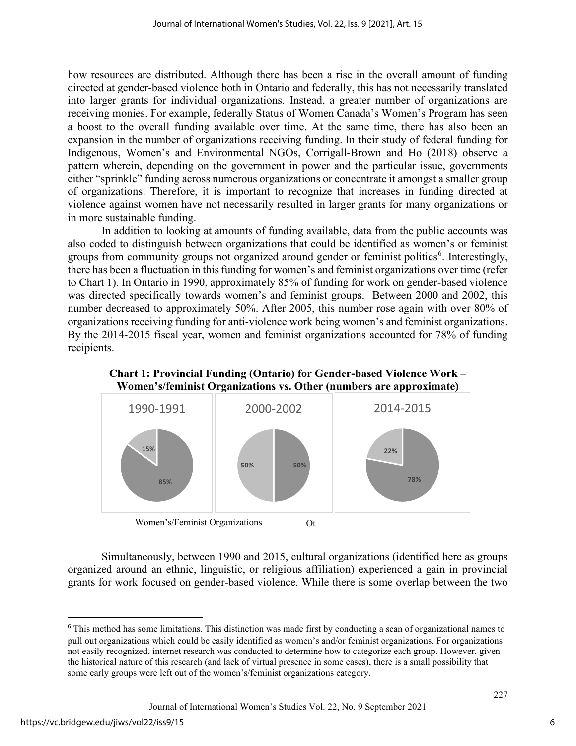how resources are distributed. Although there has been a rise in the overall amount of funding directed at gender-based violence both in Ontario and federally, this has not necessarily translated into larger grants for individual organizations. Instead, a greater number of organizations are receiving monies. For example, federally Status of Women Canada's Women's Program has seen a boost to the overall funding available over time. At the same time, there has also been an expansion in the number of organizations receiving funding. In their study of federal funding for Indigenous, Women's and Environmental NGOs, Corrigall-Brown and Ho (2018) observe a pattern wherein, depending on the government in power and the particular issue, governments either "sprinkle" funding across numerous organizations or concentrate it amongst a smaller group of organizations. Therefore, it is important to recognize that increases in funding directed at violence against women have not necessarily resulted in larger grants for many organizations or in more sustainable funding.

In addition to looking at amounts of funding available, data from the public accounts was also coded to distinguish between organizations that could be identified as women's or feminist groups from community groups not organized around gender or feminist politics[6]. Interestingly, there has been a fluctuation in this funding for women's and feminist organizations over time (refer to Chart 1). In Ontario in 1990, approximately 85% of funding for work on gender-based violence was directed specifically towards women's and feminist groups. Between 2000 and 2002, this number decreased to approximately 50%. After 2005, this number rose again with over 80% of organizations receiving funding for anti-violence work being women's and feminist organizations. By the 2014-2015 fiscal year, women and feminist organizations accounted for 78% of funding recipients.

**Chart 1: Provincial Funding (Ontario) for Gender-based Violence Work – Women's/feminist Organizations vs. Other (numbers are approximate)**

| | 1990-1991 | 2000-2002 | 2014-2015 |
|---|---|---|---|
| Women's/Feminist Organizations | 85% | 50% | 78% |
| Ot | 15% | 50% | 22% |

Simultaneously, between 1990 and 2015, cultural organizations (identified here as groups organized around an ethnic, linguistic, or religious affiliation) experienced a gain in provincial grants for work focused on gender-based violence. While there is some overlap between the two

[6] This method has some limitations. This distinction was made first by conducting a scan of organizational names to pull out organizations which could be easily identified as women's and/or feminist organizations. For organizations not easily recognized, internet research was conducted to determine how to categorize each group. However, given the historical nature of this research (and lack of virtual presence in some cases), there is a small possibility that some early groups were left out of the women's/feminist organizations category.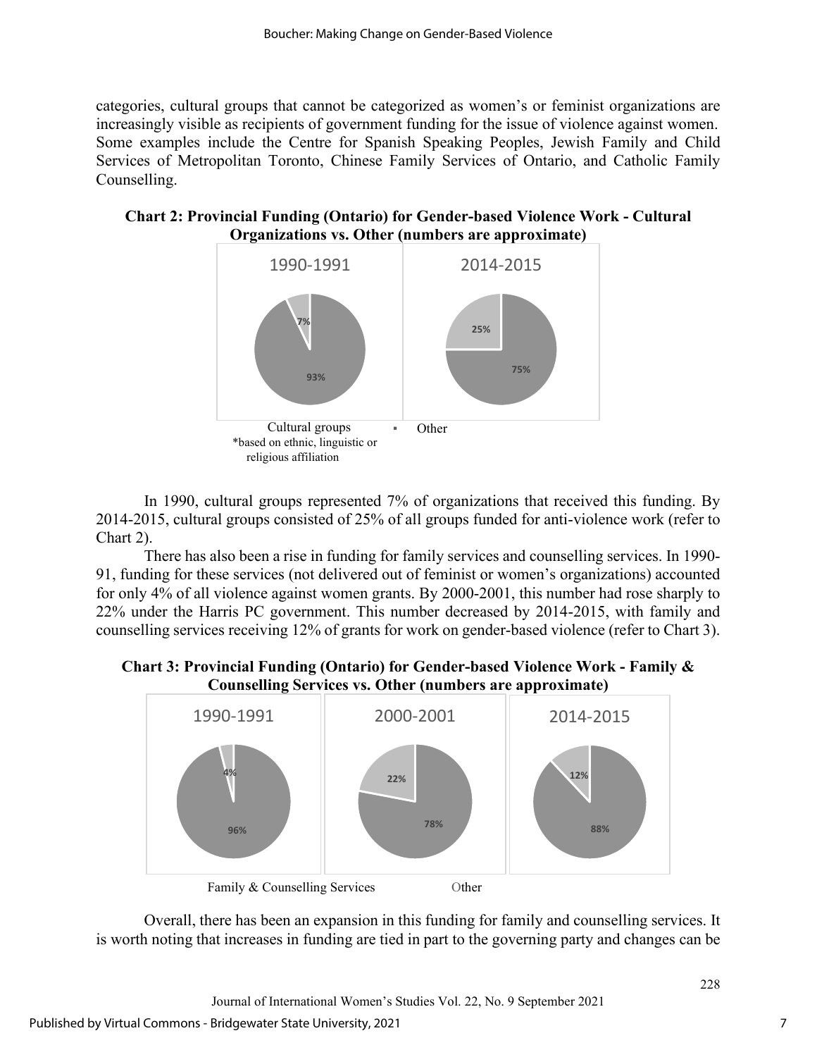categories, cultural groups that cannot be categorized as women's or feminist organizations are increasingly visible as recipients of government funding for the issue of violence against women. Some examples include the Centre for Spanish Speaking Peoples, Jewish Family and Child Services of Metropolitan Toronto, Chinese Family Services of Ontario, and Catholic Family Counselling.

**Chart 2: Provincial Funding (Ontario) for Gender-based Violence Work - Cultural Organizations vs. Other (numbers are approximate)**

| | 1990-1991 | 2014-2015 |
|---|---|---|
| Cultural groups | 7% | 25% |
| Other | 93% | 75% |

Cultural groups *based on ethnic, linguistic or religious affiliation ▪ Other

In 1990, cultural groups represented 7% of organizations that received this funding. By 2014-2015, cultural groups consisted of 25% of all groups funded for anti-violence work (refer to Chart 2).

There has also been a rise in funding for family services and counselling services. In 1990-91, funding for these services (not delivered out of feminist or women's organizations) accounted for only 4% of all violence against women grants. By 2000-2001, this number had rose sharply to 22% under the Harris PC government. This number decreased by 2014-2015, with family and counselling services receiving 12% of grants for work on gender-based violence (refer to Chart 3).

**Chart 3: Provincial Funding (Ontario) for Gender-based Violence Work - Family & Counselling Services vs. Other (numbers are approximate)**

| | 1990-1991 | 2000-2001 | 2014-2015 |
|---|---|---|---|
| Family & Counselling Services | 4% | 22% | 12% |
| Other | 96% | 78% | 88% |

Family & Counselling Services Other

Overall, there has been an expansion in this funding for family and counselling services. It is worth noting that increases in funding are tied in part to the governing party and changes can be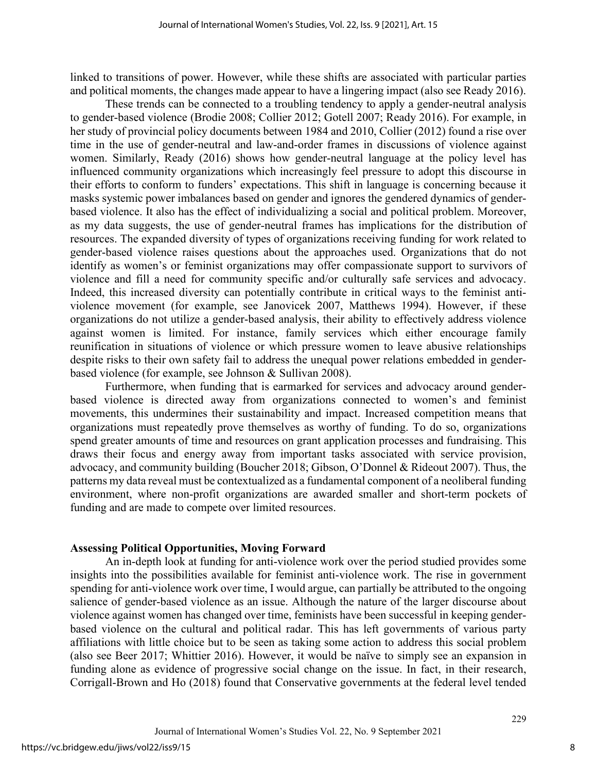linked to transitions of power. However, while these shifts are associated with particular parties and political moments, the changes made appear to have a lingering impact (also see Ready 2016).

These trends can be connected to a troubling tendency to apply a gender-neutral analysis to gender-based violence (Brodie 2008; Collier 2012; Gotell 2007; Ready 2016). For example, in her study of provincial policy documents between 1984 and 2010, Collier (2012) found a rise over time in the use of gender-neutral and law-and-order frames in discussions of violence against women. Similarly, Ready (2016) shows how gender-neutral language at the policy level has influenced community organizations which increasingly feel pressure to adopt this discourse in their efforts to conform to funders' expectations. This shift in language is concerning because it masks systemic power imbalances based on gender and ignores the gendered dynamics of gender-based violence. It also has the effect of individualizing a social and political problem. Moreover, as my data suggests, the use of gender-neutral frames has implications for the distribution of resources. The expanded diversity of types of organizations receiving funding for work related to gender-based violence raises questions about the approaches used. Organizations that do not identify as women's or feminist organizations may offer compassionate support to survivors of violence and fill a need for community specific and/or culturally safe services and advocacy. Indeed, this increased diversity can potentially contribute in critical ways to the feminist anti-violence movement (for example, see Janovicek 2007, Matthews 1994). However, if these organizations do not utilize a gender-based analysis, their ability to effectively address violence against women is limited. For instance, family services which either encourage family reunification in situations of violence or which pressure women to leave abusive relationships despite risks to their own safety fail to address the unequal power relations embedded in gender-based violence (for example, see Johnson & Sullivan 2008).

Furthermore, when funding that is earmarked for services and advocacy around gender-based violence is directed away from organizations connected to women's and feminist movements, this undermines their sustainability and impact. Increased competition means that organizations must repeatedly prove themselves as worthy of funding. To do so, organizations spend greater amounts of time and resources on grant application processes and fundraising. This draws their focus and energy away from important tasks associated with service provision, advocacy, and community building (Boucher 2018; Gibson, O'Donnel & Rideout 2007). Thus, the patterns my data reveal must be contextualized as a fundamental component of a neoliberal funding environment, where non-profit organizations are awarded smaller and short-term pockets of funding and are made to compete over limited resources.

## Assessing Political Opportunities, Moving Forward

An in-depth look at funding for anti-violence work over the period studied provides some insights into the possibilities available for feminist anti-violence work. The rise in government spending for anti-violence work over time, I would argue, can partially be attributed to the ongoing salience of gender-based violence as an issue. Although the nature of the larger discourse about violence against women has changed over time, feminists have been successful in keeping gender-based violence on the cultural and political radar. This has left governments of various party affiliations with little choice but to be seen as taking some action to address this social problem (also see Beer 2017; Whittier 2016). However, it would be naïve to simply see an expansion in funding alone as evidence of progressive social change on the issue. In fact, in their research, Corrigall-Brown and Ho (2018) found that Conservative governments at the federal level tended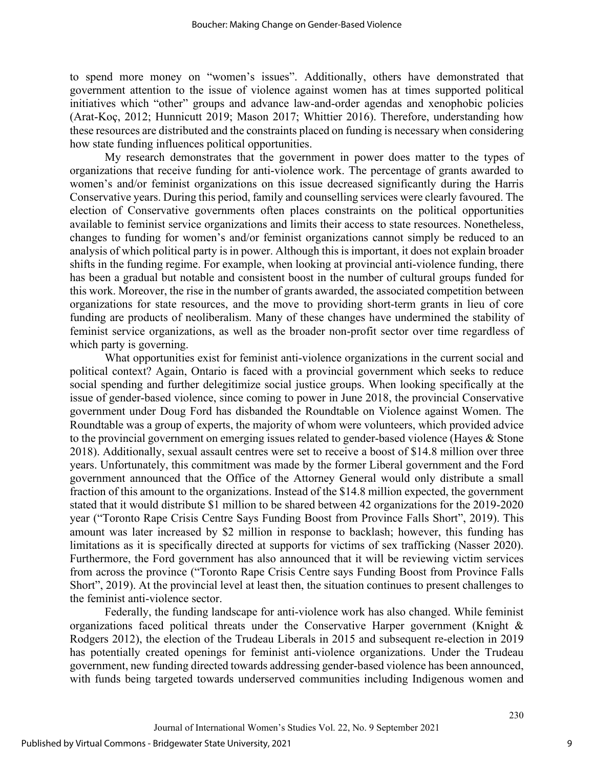to spend more money on "women's issues". Additionally, others have demonstrated that government attention to the issue of violence against women has at times supported political initiatives which "other" groups and advance law-and-order agendas and xenophobic policies (Arat-Koç, 2012; Hunnicutt 2019; Mason 2017; Whittier 2016). Therefore, understanding how these resources are distributed and the constraints placed on funding is necessary when considering how state funding influences political opportunities.

My research demonstrates that the government in power does matter to the types of organizations that receive funding for anti-violence work. The percentage of grants awarded to women's and/or feminist organizations on this issue decreased significantly during the Harris Conservative years. During this period, family and counselling services were clearly favoured. The election of Conservative governments often places constraints on the political opportunities available to feminist service organizations and limits their access to state resources. Nonetheless, changes to funding for women's and/or feminist organizations cannot simply be reduced to an analysis of which political party is in power. Although this is important, it does not explain broader shifts in the funding regime. For example, when looking at provincial anti-violence funding, there has been a gradual but notable and consistent boost in the number of cultural groups funded for this work. Moreover, the rise in the number of grants awarded, the associated competition between organizations for state resources, and the move to providing short-term grants in lieu of core funding are products of neoliberalism. Many of these changes have undermined the stability of feminist service organizations, as well as the broader non-profit sector over time regardless of which party is governing.

What opportunities exist for feminist anti-violence organizations in the current social and political context? Again, Ontario is faced with a provincial government which seeks to reduce social spending and further delegitimize social justice groups. When looking specifically at the issue of gender-based violence, since coming to power in June 2018, the provincial Conservative government under Doug Ford has disbanded the Roundtable on Violence against Women. The Roundtable was a group of experts, the majority of whom were volunteers, which provided advice to the provincial government on emerging issues related to gender-based violence (Hayes & Stone 2018). Additionally, sexual assault centres were set to receive a boost of $14.8 million over three years. Unfortunately, this commitment was made by the former Liberal government and the Ford government announced that the Office of the Attorney General would only distribute a small fraction of this amount to the organizations. Instead of the $14.8 million expected, the government stated that it would distribute $1 million to be shared between 42 organizations for the 2019-2020 year ("Toronto Rape Crisis Centre Says Funding Boost from Province Falls Short", 2019). This amount was later increased by $2 million in response to backlash; however, this funding has limitations as it is specifically directed at supports for victims of sex trafficking (Nasser 2020). Furthermore, the Ford government has also announced that it will be reviewing victim services from across the province ("Toronto Rape Crisis Centre says Funding Boost from Province Falls Short", 2019). At the provincial level at least then, the situation continues to present challenges to the feminist anti-violence sector.

Federally, the funding landscape for anti-violence work has also changed. While feminist organizations faced political threats under the Conservative Harper government (Knight & Rodgers 2012), the election of the Trudeau Liberals in 2015 and subsequent re-election in 2019 has potentially created openings for feminist anti-violence organizations. Under the Trudeau government, new funding directed towards addressing gender-based violence has been announced, with funds being targeted towards underserved communities including Indigenous women and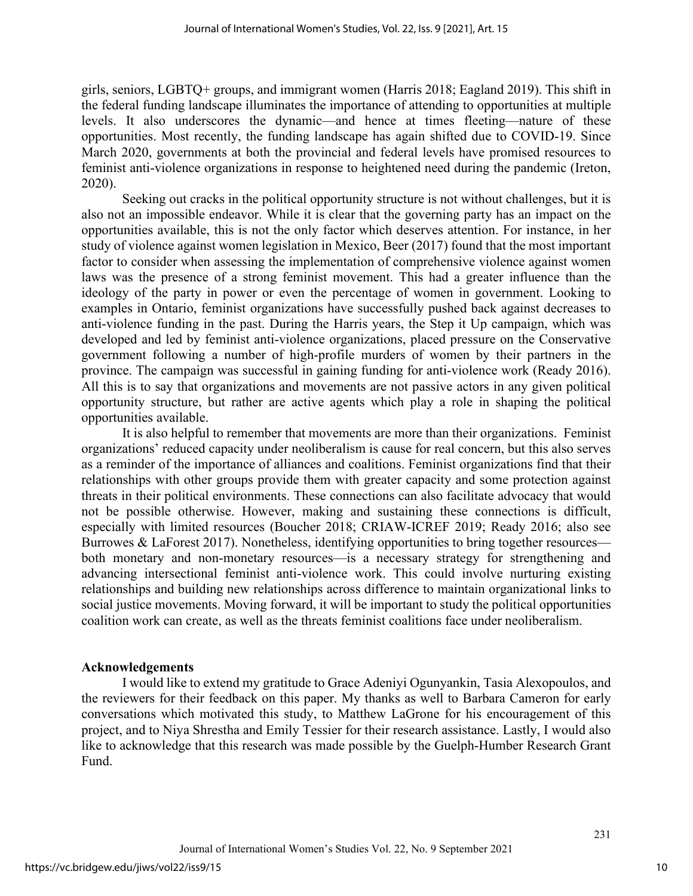girls, seniors, LGBTQ+ groups, and immigrant women (Harris 2018; Eagland 2019). This shift in the federal funding landscape illuminates the importance of attending to opportunities at multiple levels. It also underscores the dynamic—and hence at times fleeting—nature of these opportunities. Most recently, the funding landscape has again shifted due to COVID-19. Since March 2020, governments at both the provincial and federal levels have promised resources to feminist anti-violence organizations in response to heightened need during the pandemic (Ireton, 2020).

Seeking out cracks in the political opportunity structure is not without challenges, but it is also not an impossible endeavor. While it is clear that the governing party has an impact on the opportunities available, this is not the only factor which deserves attention. For instance, in her study of violence against women legislation in Mexico, Beer (2017) found that the most important factor to consider when assessing the implementation of comprehensive violence against women laws was the presence of a strong feminist movement. This had a greater influence than the ideology of the party in power or even the percentage of women in government. Looking to examples in Ontario, feminist organizations have successfully pushed back against decreases to anti-violence funding in the past. During the Harris years, the Step it Up campaign, which was developed and led by feminist anti-violence organizations, placed pressure on the Conservative government following a number of high-profile murders of women by their partners in the province. The campaign was successful in gaining funding for anti-violence work (Ready 2016). All this is to say that organizations and movements are not passive actors in any given political opportunity structure, but rather are active agents which play a role in shaping the political opportunities available.

It is also helpful to remember that movements are more than their organizations. Feminist organizations' reduced capacity under neoliberalism is cause for real concern, but this also serves as a reminder of the importance of alliances and coalitions. Feminist organizations find that their relationships with other groups provide them with greater capacity and some protection against threats in their political environments. These connections can also facilitate advocacy that would not be possible otherwise. However, making and sustaining these connections is difficult, especially with limited resources (Boucher 2018; CRIAW-ICREF 2019; Ready 2016; also see Burrowes & LaForest 2017). Nonetheless, identifying opportunities to bring together resources—both monetary and non-monetary resources—is a necessary strategy for strengthening and advancing intersectional feminist anti-violence work. This could involve nurturing existing relationships and building new relationships across difference to maintain organizational links to social justice movements. Moving forward, it will be important to study the political opportunities coalition work can create, as well as the threats feminist coalitions face under neoliberalism.

**Acknowledgements**

I would like to extend my gratitude to Grace Adeniyi Ogunyankin, Tasia Alexopoulos, and the reviewers for their feedback on this paper. My thanks as well to Barbara Cameron for early conversations which motivated this study, to Matthew LaGrone for his encouragement of this project, and to Niya Shrestha and Emily Tessier for their research assistance. Lastly, I would also like to acknowledge that this research was made possible by the Guelph-Humber Research Grant Fund.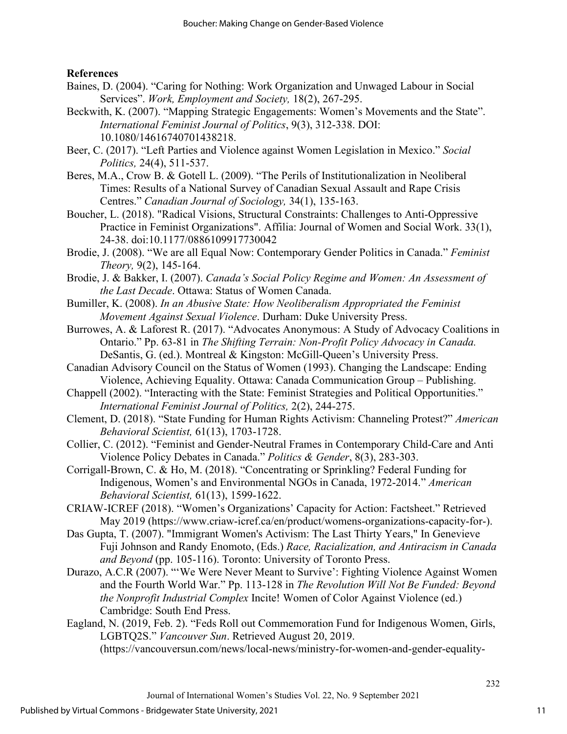## References

Baines, D. (2004). "Caring for Nothing: Work Organization and Unwaged Labour in Social Services". *Work, Employment and Society,* 18(2), 267-295.

Beckwith, K. (2007). "Mapping Strategic Engagements: Women's Movements and the State". *International Feminist Journal of Politics*, 9(3), 312-338. DOI: 10.1080/14616740701438218.

Beer, C. (2017). "Left Parties and Violence against Women Legislation in Mexico." *Social Politics,* 24(4), 511-537.

Beres, M.A., Crow B. & Gotell L. (2009). "The Perils of Institutionalization in Neoliberal Times: Results of a National Survey of Canadian Sexual Assault and Rape Crisis Centres." *Canadian Journal of Sociology,* 34(1), 135-163.

Boucher, L. (2018). "Radical Visions, Structural Constraints: Challenges to Anti-Oppressive Practice in Feminist Organizations". Affilia: Journal of Women and Social Work. 33(1), 24-38. doi:10.1177/0886109917730042

Brodie, J. (2008). "We are all Equal Now: Contemporary Gender Politics in Canada." *Feminist Theory,* 9(2), 145-164.

Brodie, J. & Bakker, I. (2007). *Canada's Social Policy Regime and Women: An Assessment of the Last Decade*. Ottawa: Status of Women Canada.

Bumiller, K. (2008). *In an Abusive State: How Neoliberalism Appropriated the Feminist Movement Against Sexual Violence*. Durham: Duke University Press.

Burrowes, A. & Laforest R. (2017). "Advocates Anonymous: A Study of Advocacy Coalitions in Ontario." Pp. 63-81 in *The Shifting Terrain: Non-Profit Policy Advocacy in Canada.* DeSantis, G. (ed.). Montreal & Kingston: McGill-Queen's University Press.

Canadian Advisory Council on the Status of Women (1993). Changing the Landscape: Ending Violence, Achieving Equality. Ottawa: Canada Communication Group – Publishing.

Chappell (2002). "Interacting with the State: Feminist Strategies and Political Opportunities." *International Feminist Journal of Politics,* 2(2), 244-275.

Clement, D. (2018). "State Funding for Human Rights Activism: Channeling Protest?" *American Behavioral Scientist,* 61(13), 1703-1728.

Collier, C. (2012). "Feminist and Gender-Neutral Frames in Contemporary Child-Care and Anti Violence Policy Debates in Canada." *Politics & Gender*, 8(3), 283-303.

Corrigall-Brown, C. & Ho, M. (2018). "Concentrating or Sprinkling? Federal Funding for Indigenous, Women's and Environmental NGOs in Canada, 1972-2014." *American Behavioral Scientist,* 61(13), 1599-1622.

CRIAW-ICREF (2018). "Women's Organizations' Capacity for Action: Factsheet." Retrieved May 2019 (https://www.criaw-icref.ca/en/product/womens-organizations-capacity-for-).

Das Gupta, T. (2007). "Immigrant Women's Activism: The Last Thirty Years," In Genevieve Fuji Johnson and Randy Enomoto, (Eds.) *Race, Racialization, and Antiracism in Canada and Beyond* (pp. 105-116). Toronto: University of Toronto Press.

Durazo, A.C.R (2007). "'We Were Never Meant to Survive': Fighting Violence Against Women and the Fourth World War." Pp. 113-128 in *The Revolution Will Not Be Funded: Beyond the Nonprofit Industrial Complex* Incite! Women of Color Against Violence (ed.) Cambridge: South End Press.

Eagland, N. (2019, Feb. 2). "Feds Roll out Commemoration Fund for Indigenous Women, Girls, LGBTQ2S." *Vancouver Sun*. Retrieved August 20, 2019. (https://vancouversun.com/news/local-news/ministry-for-women-and-gender-equality-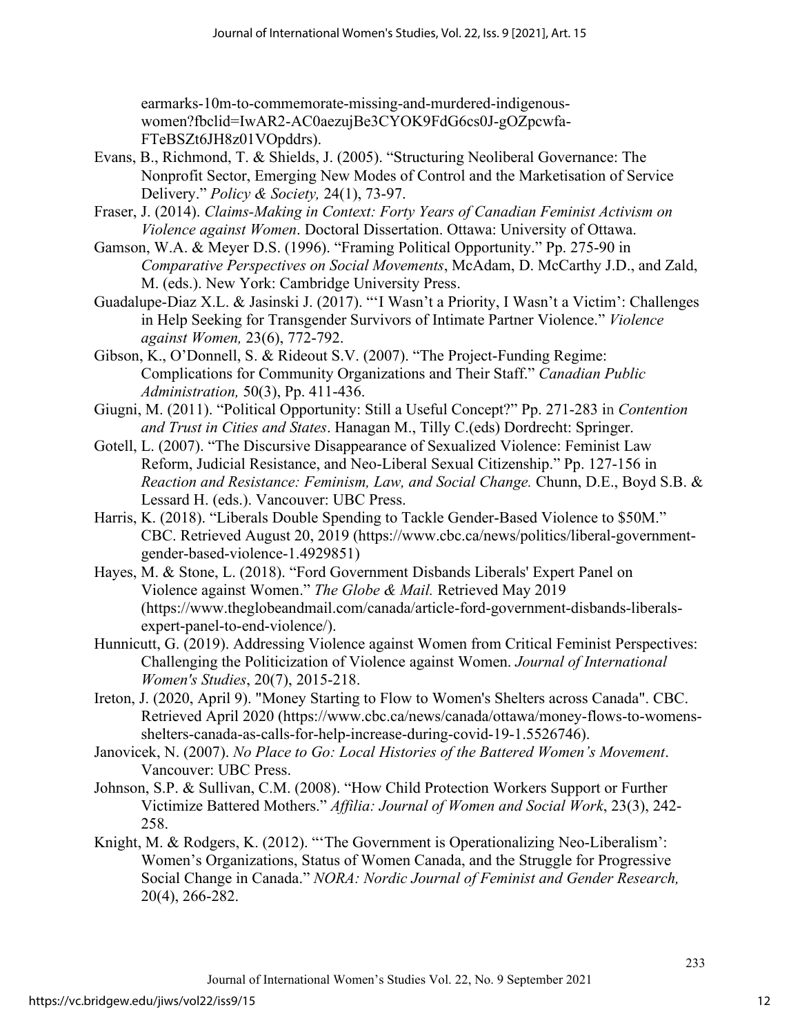earmarks-10m-to-commemorate-missing-and-murdered-indigenous-women?fbclid=IwAR2-AC0aezujBe3CYOK9FdG6cs0J-gOZpcwfa-FTeBSZt6JH8z01VOpddrs).

Evans, B., Richmond, T. & Shields, J. (2005). “Structuring Neoliberal Governance: The Nonprofit Sector, Emerging New Modes of Control and the Marketisation of Service Delivery.” *Policy & Society,* 24(1), 73-97.

Fraser, J. (2014). *Claims-Making in Context: Forty Years of Canadian Feminist Activism on Violence against Women*. Doctoral Dissertation. Ottawa: University of Ottawa.

Gamson, W.A. & Meyer D.S. (1996). “Framing Political Opportunity.” Pp. 275-90 in *Comparative Perspectives on Social Movements*, McAdam, D. McCarthy J.D., and Zald, M. (eds.). New York: Cambridge University Press.

Guadalupe-Diaz X.L. & Jasinski J. (2017). “‘I Wasn’t a Priority, I Wasn’t a Victim’: Challenges in Help Seeking for Transgender Survivors of Intimate Partner Violence.” *Violence against Women,* 23(6), 772-792.

Gibson, K., O’Donnell, S. & Rideout S.V. (2007). “The Project-Funding Regime: Complications for Community Organizations and Their Staff.” *Canadian Public Administration,* 50(3), Pp. 411-436.

Giugni, M. (2011). “Political Opportunity: Still a Useful Concept?” Pp. 271-283 in *Contention and Trust in Cities and States*. Hanagan M., Tilly C.(eds) Dordrecht: Springer.

Gotell, L. (2007). “The Discursive Disappearance of Sexualized Violence: Feminist Law Reform, Judicial Resistance, and Neo-Liberal Sexual Citizenship.” Pp. 127-156 in *Reaction and Resistance: Feminism, Law, and Social Change.* Chunn, D.E., Boyd S.B. & Lessard H. (eds.). Vancouver: UBC Press.

Harris, K. (2018). “Liberals Double Spending to Tackle Gender-Based Violence to $50M.” CBC. Retrieved August 20, 2019 (https://www.cbc.ca/news/politics/liberal-government-gender-based-violence-1.4929851)

Hayes, M. & Stone, L. (2018). “Ford Government Disbands Liberals' Expert Panel on Violence against Women.” *The Globe & Mail.* Retrieved May 2019 (https://www.theglobeandmail.com/canada/article-ford-government-disbands-liberals-expert-panel-to-end-violence/).

Hunnicutt, G. (2019). Addressing Violence against Women from Critical Feminist Perspectives: Challenging the Politicization of Violence against Women. *Journal of International Women's Studies*, 20(7), 2015-218.

Ireton, J. (2020, April 9). "Money Starting to Flow to Women's Shelters across Canada". CBC. Retrieved April 2020 (https://www.cbc.ca/news/canada/ottawa/money-flows-to-womens-shelters-canada-as-calls-for-help-increase-during-covid-19-1.5526746).

Janovicek, N. (2007). *No Place to Go: Local Histories of the Battered Women’s Movement*. Vancouver: UBC Press.

Johnson, S.P. & Sullivan, C.M. (2008). “How Child Protection Workers Support or Further Victimize Battered Mothers.” *Affilia: Journal of Women and Social Work*, 23(3), 242-258.

Knight, M. & Rodgers, K. (2012). “‘The Government is Operationalizing Neo-Liberalism’: Women’s Organizations, Status of Women Canada, and the Struggle for Progressive Social Change in Canada.” *NORA: Nordic Journal of Feminist and Gender Research,* 20(4), 266-282.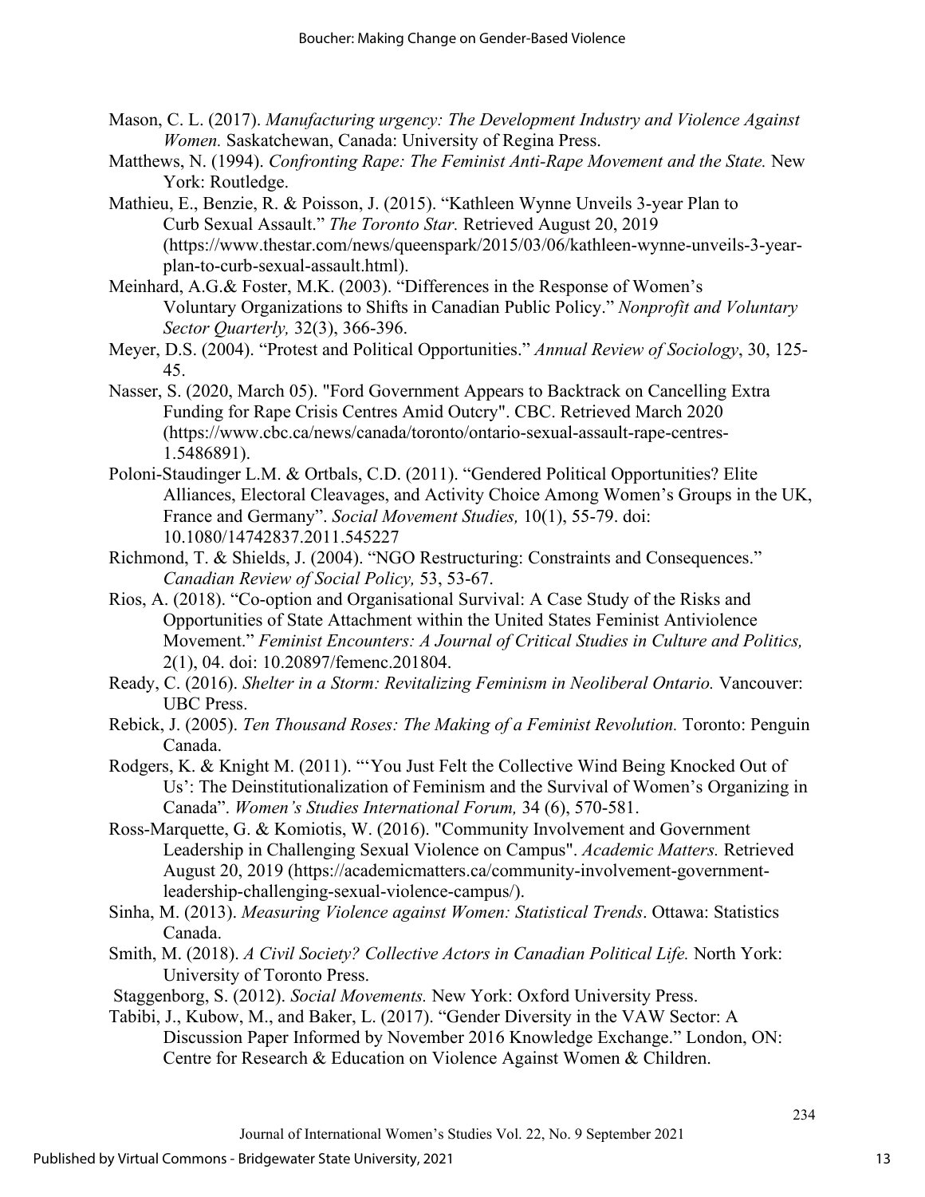Mason, C. L. (2017). *Manufacturing urgency: The Development Industry and Violence Against Women.* Saskatchewan, Canada: University of Regina Press.

Matthews, N. (1994). *Confronting Rape: The Feminist Anti-Rape Movement and the State.* New York: Routledge.

Mathieu, E., Benzie, R. & Poisson, J. (2015). "Kathleen Wynne Unveils 3-year Plan to Curb Sexual Assault." *The Toronto Star.* Retrieved August 20, 2019 (https://www.thestar.com/news/queenspark/2015/03/06/kathleen-wynne-unveils-3-year-plan-to-curb-sexual-assault.html).

Meinhard, A.G.& Foster, M.K. (2003). "Differences in the Response of Women's Voluntary Organizations to Shifts in Canadian Public Policy." *Nonprofit and Voluntary Sector Quarterly,* 32(3), 366-396.

Meyer, D.S. (2004). "Protest and Political Opportunities." *Annual Review of Sociology*, 30, 125-45.

Nasser, S. (2020, March 05). "Ford Government Appears to Backtrack on Cancelling Extra Funding for Rape Crisis Centres Amid Outcry". CBC. Retrieved March 2020 (https://www.cbc.ca/news/canada/toronto/ontario-sexual-assault-rape-centres-1.5486891).

Poloni-Staudinger L.M. & Ortbals, C.D. (2011). "Gendered Political Opportunities? Elite Alliances, Electoral Cleavages, and Activity Choice Among Women's Groups in the UK, France and Germany". *Social Movement Studies,* 10(1), 55-79. doi: 10.1080/14742837.2011.545227

Richmond, T. & Shields, J. (2004). "NGO Restructuring: Constraints and Consequences." *Canadian Review of Social Policy,* 53, 53-67.

Rios, A. (2018). "Co-option and Organisational Survival: A Case Study of the Risks and Opportunities of State Attachment within the United States Feminist Antiviolence Movement." *Feminist Encounters: A Journal of Critical Studies in Culture and Politics,* 2(1), 04. doi: 10.20897/femenc.201804.

Ready, C. (2016). *Shelter in a Storm: Revitalizing Feminism in Neoliberal Ontario.* Vancouver: UBC Press.

Rebick, J. (2005). *Ten Thousand Roses: The Making of a Feminist Revolution.* Toronto: Penguin Canada.

Rodgers, K. & Knight M. (2011). "'You Just Felt the Collective Wind Being Knocked Out of Us': The Deinstitutionalization of Feminism and the Survival of Women's Organizing in Canada". *Women's Studies International Forum,* 34 (6), 570-581.

Ross-Marquette, G. & Komiotis, W. (2016). "Community Involvement and Government Leadership in Challenging Sexual Violence on Campus". *Academic Matters.* Retrieved August 20, 2019 (https://academicmatters.ca/community-involvement-government-leadership-challenging-sexual-violence-campus/).

Sinha, M. (2013). *Measuring Violence against Women: Statistical Trends*. Ottawa: Statistics Canada.

Smith, M. (2018). *A Civil Society? Collective Actors in Canadian Political Life.* North York: University of Toronto Press.

Staggenborg, S. (2012). *Social Movements.* New York: Oxford University Press.

Tabibi, J., Kubow, M., and Baker, L. (2017). "Gender Diversity in the VAW Sector: A Discussion Paper Informed by November 2016 Knowledge Exchange." London, ON: Centre for Research & Education on Violence Against Women & Children.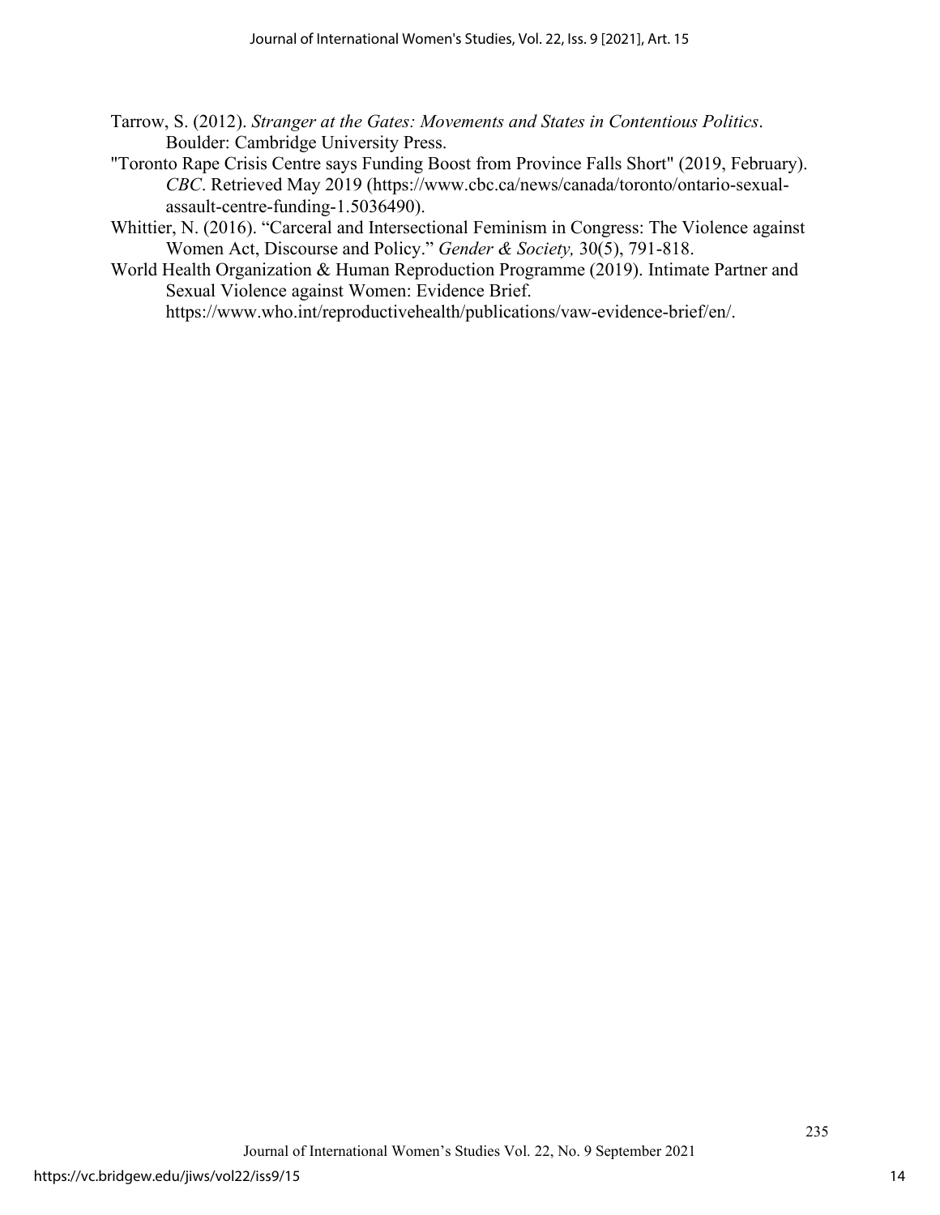Tarrow, S. (2012). *Stranger at the Gates: Movements and States in Contentious Politics*. Boulder: Cambridge University Press.

"Toronto Rape Crisis Centre says Funding Boost from Province Falls Short" (2019, February). *CBC*. Retrieved May 2019 (https://www.cbc.ca/news/canada/toronto/ontario-sexual-assault-centre-funding-1.5036490).

Whittier, N. (2016). "Carceral and Intersectional Feminism in Congress: The Violence against Women Act, Discourse and Policy." *Gender & Society,* 30(5), 791-818.

World Health Organization & Human Reproduction Programme (2019). Intimate Partner and Sexual Violence against Women: Evidence Brief. https://www.who.int/reproductivehealth/publications/vaw-evidence-brief/en/.